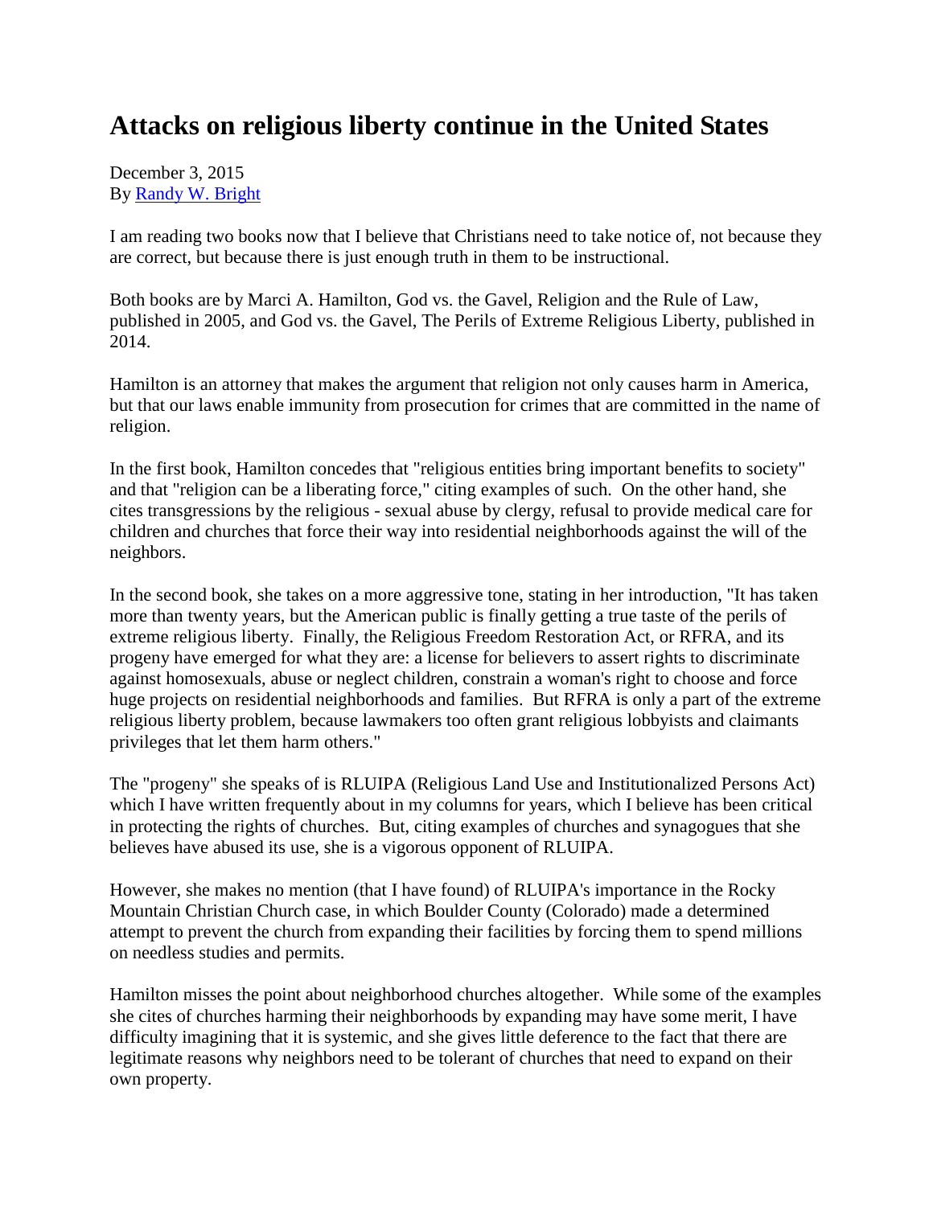# Attacks on religious liberty continue in the United States

December 3, 2015
By [Randy W. Bright]

I am reading two books now that I believe that Christians need to take notice of, not because they are correct, but because there is just enough truth in them to be instructional.

Both books are by Marci A. Hamilton, God vs. the Gavel, Religion and the Rule of Law, published in 2005, and God vs. the Gavel, The Perils of Extreme Religious Liberty, published in 2014.

Hamilton is an attorney that makes the argument that religion not only causes harm in America, but that our laws enable immunity from prosecution for crimes that are committed in the name of religion.

In the first book, Hamilton concedes that "religious entities bring important benefits to society" and that "religion can be a liberating force," citing examples of such. On the other hand, she cites transgressions by the religious - sexual abuse by clergy, refusal to provide medical care for children and churches that force their way into residential neighborhoods against the will of the neighbors.

In the second book, she takes on a more aggressive tone, stating in her introduction, "It has taken more than twenty years, but the American public is finally getting a true taste of the perils of extreme religious liberty. Finally, the Religious Freedom Restoration Act, or RFRA, and its progeny have emerged for what they are: a license for believers to assert rights to discriminate against homosexuals, abuse or neglect children, constrain a woman's right to choose and force huge projects on residential neighborhoods and families. But RFRA is only a part of the extreme religious liberty problem, because lawmakers too often grant religious lobbyists and claimants privileges that let them harm others."

The "progeny" she speaks of is RLUIPA (Religious Land Use and Institutionalized Persons Act) which I have written frequently about in my columns for years, which I believe has been critical in protecting the rights of churches. But, citing examples of churches and synagogues that she believes have abused its use, she is a vigorous opponent of RLUIPA.

However, she makes no mention (that I have found) of RLUIPA's importance in the Rocky Mountain Christian Church case, in which Boulder County (Colorado) made a determined attempt to prevent the church from expanding their facilities by forcing them to spend millions on needless studies and permits.

Hamilton misses the point about neighborhood churches altogether. While some of the examples she cites of churches harming their neighborhoods by expanding may have some merit, I have difficulty imagining that it is systemic, and she gives little deference to the fact that there are legitimate reasons why neighbors need to be tolerant of churches that need to expand on their own property.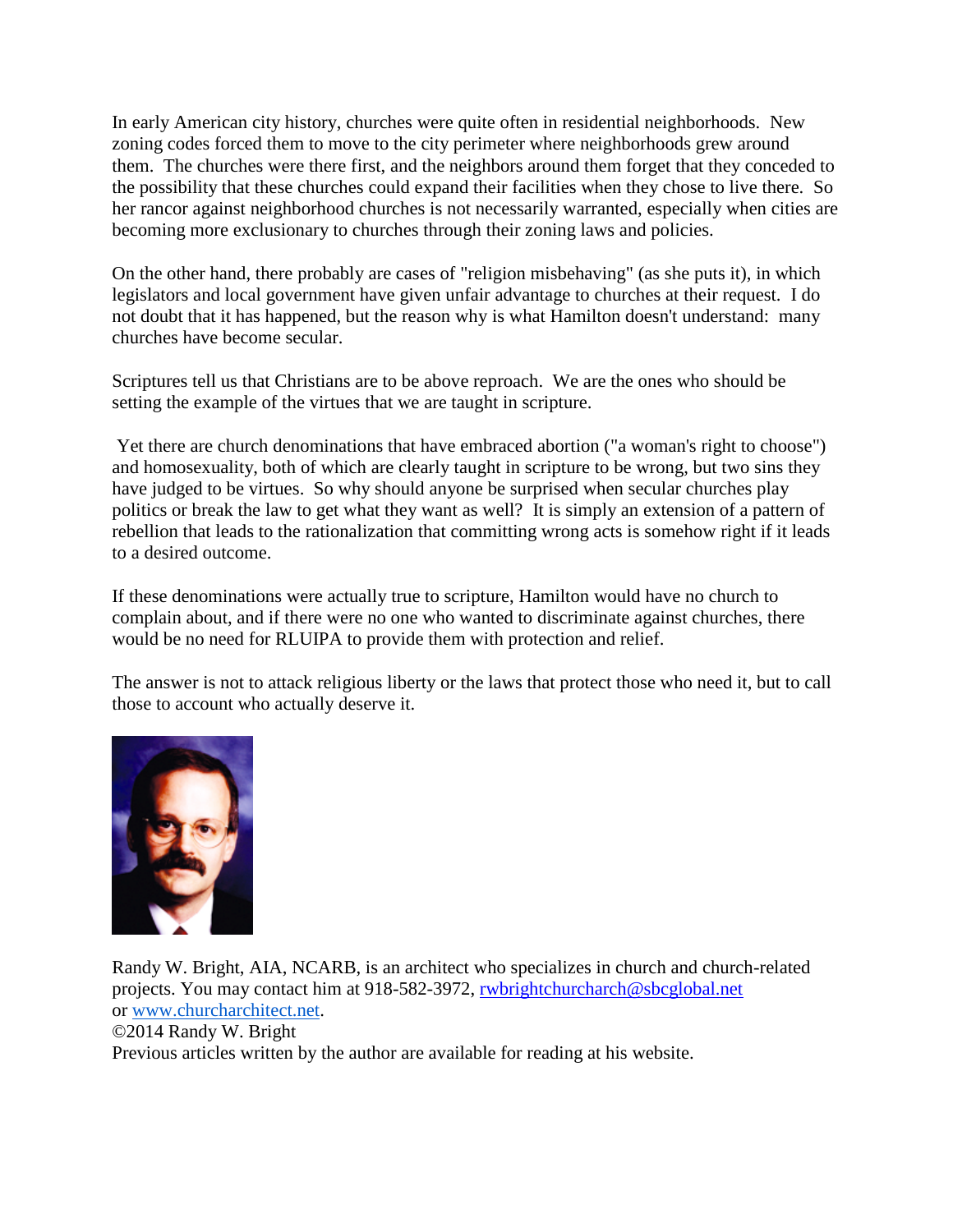In early American city history, churches were quite often in residential neighborhoods. New zoning codes forced them to move to the city perimeter where neighborhoods grew around them. The churches were there first, and the neighbors around them forget that they conceded to the possibility that these churches could expand their facilities when they chose to live there. So her rancor against neighborhood churches is not necessarily warranted, especially when cities are becoming more exclusionary to churches through their zoning laws and policies.

On the other hand, there probably are cases of "religion misbehaving" (as she puts it), in which legislators and local government have given unfair advantage to churches at their request. I do not doubt that it has happened, but the reason why is what Hamilton doesn't understand: many churches have become secular.

Scriptures tell us that Christians are to be above reproach. We are the ones who should be setting the example of the virtues that we are taught in scripture.

Yet there are church denominations that have embraced abortion ("a woman's right to choose") and homosexuality, both of which are clearly taught in scripture to be wrong, but two sins they have judged to be virtues. So why should anyone be surprised when secular churches play politics or break the law to get what they want as well? It is simply an extension of a pattern of rebellion that leads to the rationalization that committing wrong acts is somehow right if it leads to a desired outcome.

If these denominations were actually true to scripture, Hamilton would have no church to complain about, and if there were no one who wanted to discriminate against churches, there would be no need for RLUIPA to provide them with protection and relief.

The answer is not to attack religious liberty or the laws that protect those who need it, but to call those to account who actually deserve it.

Randy W. Bright, AIA, NCARB, is an architect who specializes in church and church-related projects. You may contact him at 918-582-3972, [rwbrightchurcharch@sbcglobal.net](mailto:rwbrightchurcharch@sbcglobal.net) or [www.churcharchitect.net](http://www.churcharchitect.net).
©2014 Randy W. Bright
Previous articles written by the author are available for reading at his website.